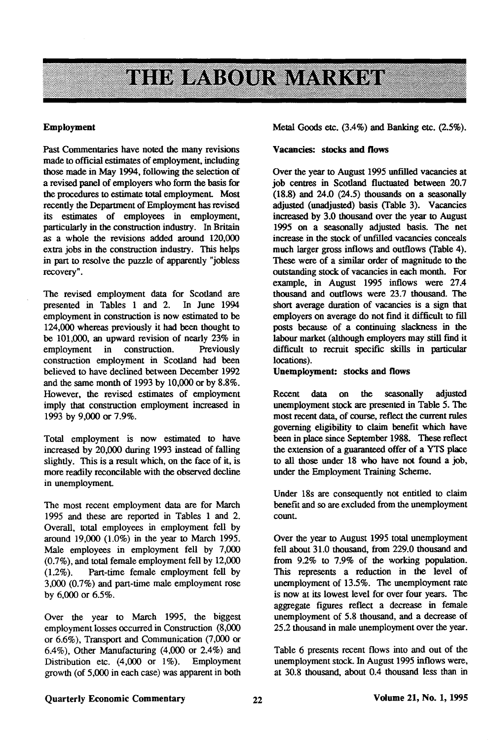# THE LABOUR MARKET

## Employment

Past Commentaries have noted the many revisions made to official estimates of employment, including those made in May 1994, following the selection of a revised panel of employers who form the basis for the procedures to estimate total employment. Most recently the Department of Employment has revised its estimates of employees in employment, particularly in the construction industry. In Britain as a whole the revisions added around 120,000 extra jobs in the construction industry. This helps in part to resolve the puzzle of apparently "jobless recovery".

The revised employment data for Scotland are presented in Tables 1 and 2. In June 1994 employment in construction is now estimated to be 124,000 whereas previously it had been thought to be 101,000, an upward revision of nearly 23% in employment in construction. Previously construction employment in Scotland had been believed to have declined between December 1992 and the same month of 1993 by 10,000 or by 8.8%. However, the revised estimates of employment imply that construction employment increased in 1993 by 9,000 or 7.9%.

Total employment is now estimated to have increased by 20,000 during 1993 instead of falling slightly. This is a result which, on the face of it, is more readily reconcilable with the observed decline in unemployment.

The most recent employment data are for March 1995 and these are reported in Tables 1 and 2. Overall, total employees in employment fell by around 19,000 (1.0%) in the year to March 1995. Male employees in employment fell by 7,000 (0.7%), and total female employment fell by 12,000 (1.2%). Part-time female employment fell by 3,000 (0.7%) and part-time male employment rose by 6,000 or 6.5%.

Over the year to March 1995, the biggest employment losses occurred in Construction (8,000 or 6.6%), Transport and Communication (7,000 or 6.4%), Other Manufacturing (4,000 or 2.4%) and Distribution etc. (4,000 or 1%). Employment growth (of 5,000 in each case) was apparent in both Metal Goods etc. (3.4%) and Banking etc. (2.5%).

## Vacancies: stocks and flows

Over the year to August 1995 unfilled vacancies at job centres in Scotland fluctuated between 20.7 (18.8) and 24.0 (24.5) thousands on a seasonally adjusted (unadjusted) basis (Table 3). Vacancies increased by 3.0 thousand over the year to August 1995 on a seasonally adjusted basis. The net increase in the stock of unfilled vacancies conceals much larger gross inflows and outflows (Table 4). These were of a similar order of magnitude to the outstanding stock of vacancies in each month. For example, in August 1995 inflows were 27.4 thousand and outflows were 23.7 thousand. The short average duration of vacancies is a sign that employers on average do not find it difficult to fill posts because of a continuing slackness in the labour market (although employers may still find it difficult to recruit specific skills in particular locations).

## Unemployment: stocks and flows

Recent data on the seasonally adjusted unemployment stock are presented in Table 5. The most recent data, of course, reflect the current rules governing eligibility to claim benefit which have been in place since September 1988. These reflect the extension of a guaranteed offer of a YTS place to all those under 18 who have not found a job, under the Employment Training Scheme.

Under 18s are consequently not entitled to claim benefit and so are excluded from the unemployment count.

Over the year to August 1995 total unemployment fell about 31.0 thousand, from 229.0 thousand and from 9.2% to 7.9% of the working population. This represents a reduction in the level of unemployment of 13.5%. The unemployment rate is now at its lowest level for over four years. The aggregate figures reflect a decrease in female unemployment of 5.8 thousand, and a decrease of 25.2 thousand in male unemployment over the year.

Table 6 presents recent flows into and out of the unemployment stock. In August 1995 inflows were, at 30.8 thousand, about 0.4 thousand less than in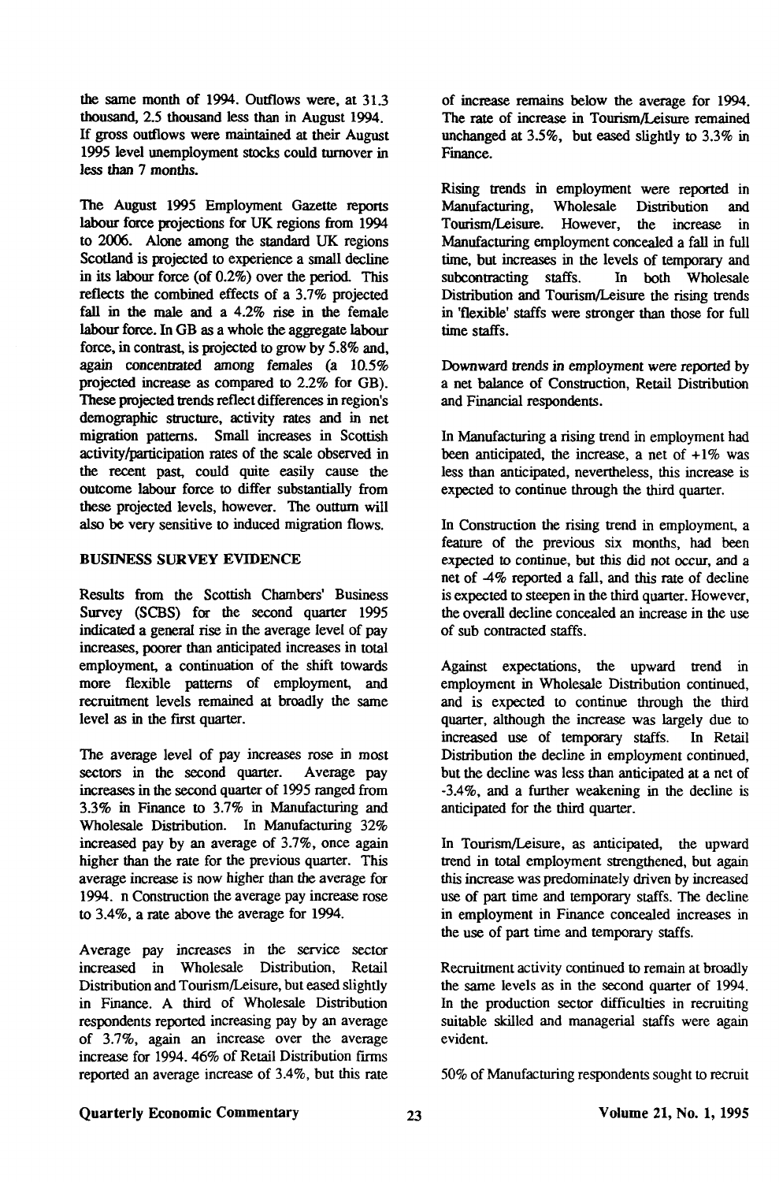the same month of 1994. Outflows were, at 31.3 thousand, 2.5 thousand less than in August 1994. If gross outflows were maintained at their August 1995 level unemployment stocks could turnover in less than 7 months.

The August 1995 Employment Gazette reports labour force projections for UK regions from 1994 to 2006. Alone among the standard UK regions Scotland is projected to experience a small decline in its labour force (of 0.2%) over the period. This reflects the combined effects of a 3.7% projected fall in the male and a 4.2% rise in the female labour force. In GB as a whole the aggregate labour force, in contrast, is projected to grow by 5.8% and, again concentrated among females (a 10.5% projected increase as compared to 2.2% for GB). These projected trends reflect differences in region's demographic structure, activity rates and in net migration patterns. Small increases in Scottish activity/participation rates of the scale observed in the recent past, could quite easily cause the outcome labour force to differ substantially from these projected levels, however. The outturn will also be very sensitive to induced migration flows.

**BUSINESS SURVEY EVIDENCE**

Results from the Scottish Chambers' Business Survey (SCBS) for the second quarter 1995 indicated a general rise in the average level of pay increases, poorer than anticipated increases in total employment, a continuation of the shift towards more flexible patterns of employment, and recruitment levels remained at broadly the same level as in the first quarter.

The average level of pay increases rose in most sectors in the second quarter. Average pay increases in the second quarter of 1995 ranged from 3.3% in Finance to 3.7% in Manufacturing and Wholesale Distribution. In Manufacturing 32% increased pay by an average of 3.7%, once again higher than the rate for the previous quarter. This average increase is now higher than the average for 1994. n Construction the average pay increase rose to 3.4%, a rate above the average for 1994.

Average pay increases in the service sector increased in Wholesale Distribution, Retail Distribution and Tourism/Leisure, but eased slightly in Finance. A third of Wholesale Distribution respondents reported increasing pay by an average of 3.7%, again an increase over the average increase for 1994. 46% of Retail Distribution firms reported an average increase of 3.4%, but this rate of increase remains below the average for 1994. The rate of increase in Tourism/Leisure remained unchanged at 3.5%, but eased slightly to 3.3% in Finance.

Rising trends in employment were reported in Manufacturing, Wholesale Distribution and Tourism/Leisure. However, the increase in Manufacturing employment concealed a fall in full time, but increases in the levels of temporary and subcontracting staffs. In both Wholesale Distribution and Tourism/Leisure the rising trends in 'flexible' staffs were stronger than those for full time staffs.

Downward trends in employment were reported by a net balance of Construction, Retail Distribution and Financial respondents.

In Manufacturing a rising trend in employment had been anticipated, the increase, a net of +1% was less than anticipated, nevertheless, this increase is expected to continue through the third quarter.

In Construction the rising trend in employment, a feature of the previous six months, had been expected to continue, but this did not occur, and a net of -4% reported a fall, and this rate of decline is expected to steepen in the third quarter. However, the overall decline concealed an increase in the use of sub contracted staffs.

Against expectations, the upward trend in employment in Wholesale Distribution continued, and is expected to continue through the third quarter, although the increase was largely due to increased use of temporary staffs. In Retail Distribution the decline in employment continued, but the decline was less than anticipated at a net of -3.4%, and a further weakening in the decline is anticipated for the third quarter.

In Tourism/Leisure, as anticipated, the upward trend in total employment strengthened, but again this increase was predominately driven by increased use of part time and temporary staffs. The decline in employment in Finance concealed increases in the use of part time and temporary staffs.

Recruitment activity continued to remain at broadly the same levels as in the second quarter of 1994. In the production sector difficulties in recruiting suitable skilled and managerial staffs were again evident.

50% of Manufacturing respondents sought to recruit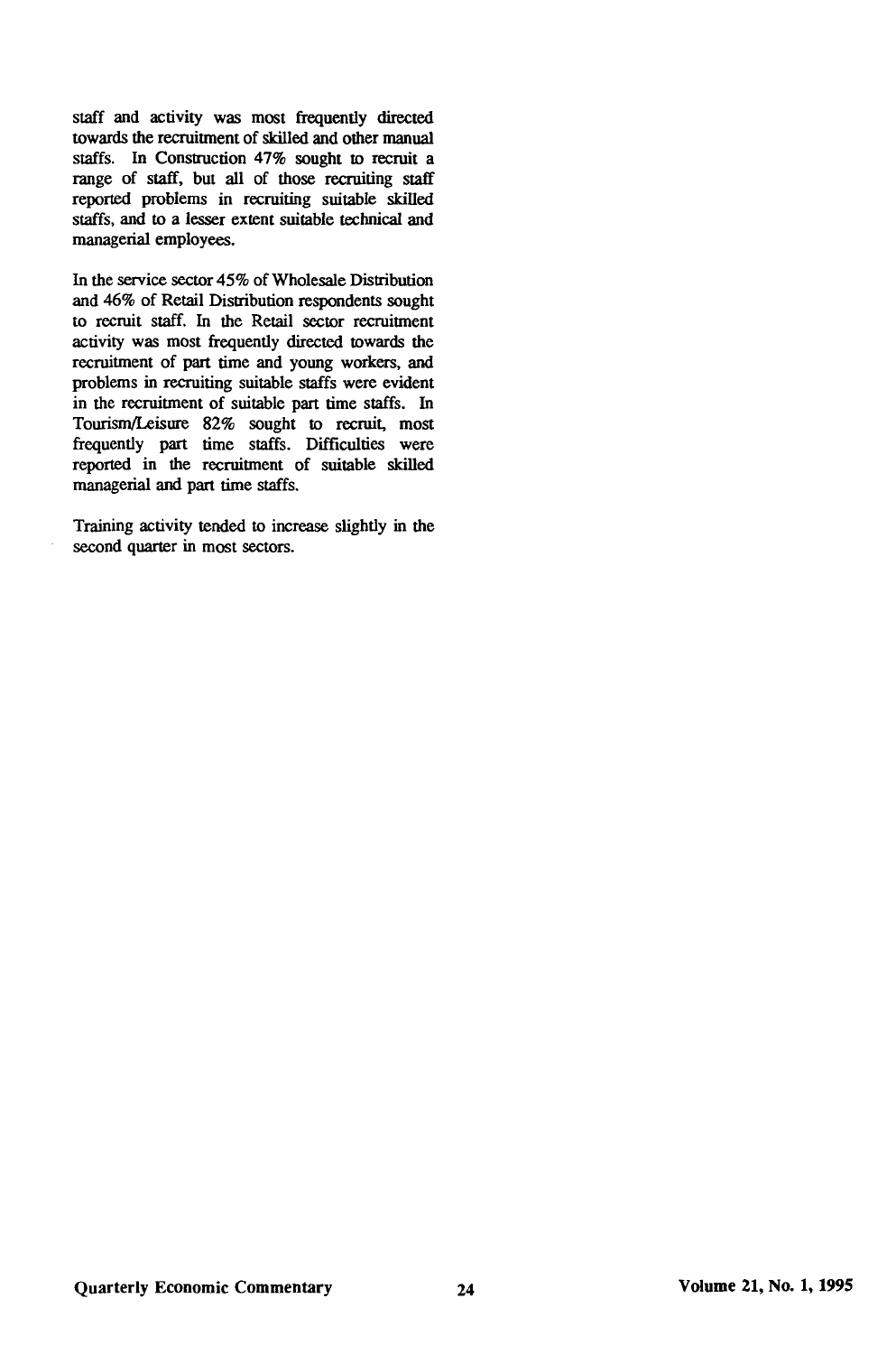staff and activity was most frequently directed towards the recruitment of skilled and other manual staffs. In Construction 47% sought to recruit a range of staff, but all of those recruiting staff reported problems in recruiting suitable skilled staffs, and to a lesser extent suitable technical and managerial employees.

In the service sector 45% of Wholesale Distribution and 46% of Retail Distribution respondents sought to recruit staff. In the Retail sector recruitment activity was most frequently directed towards the recruitment of part time and young workers, and problems in recruiting suitable staffs were evident in the recruitment of suitable part time staffs. In Tourism/Leisure 82% sought to recruit, most frequently part time staffs. Difficulties were reported in the recruitment of suitable skilled managerial and part time staffs.

Training activity tended to increase slightly in the second quarter in most sectors.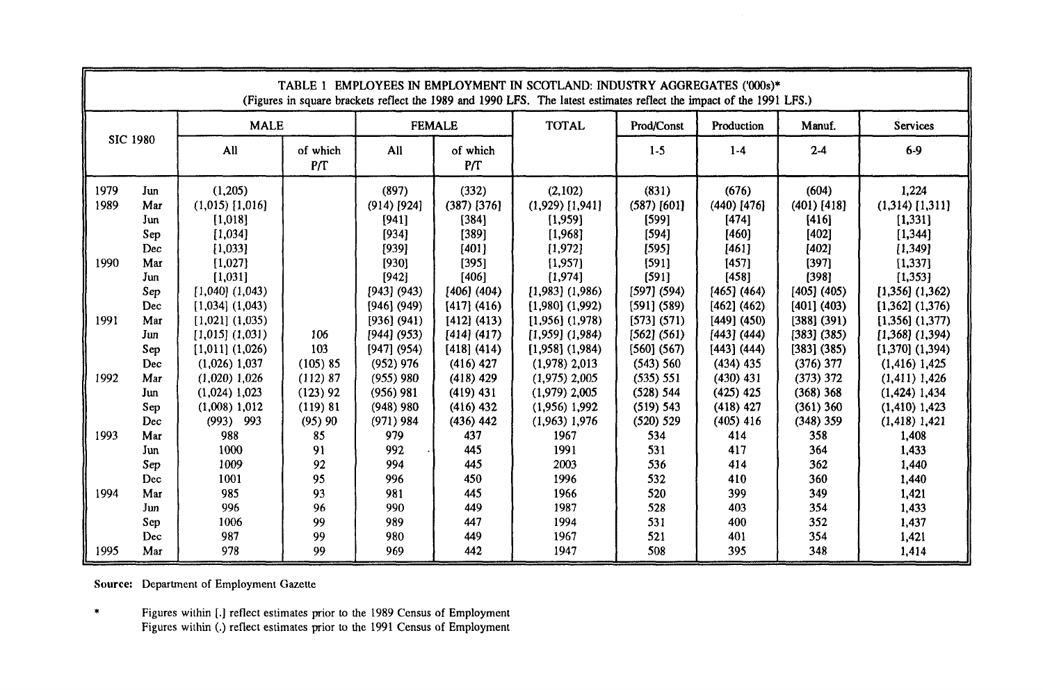| TABLE 1 EMPLOYEES IN EMPLOYMENT IN SCOTLAND: INDUSTRY AGGREGATES ('000s)* (Figures in square brackets reflect the 1989 and 1990 LFS. The latest estimates reflect the impact of the 1991 LFS.) | | | | | | | | | | |
|---|---|---|---|---|---|---|---|---|---|---|
| SIC 1980 | | MALE | | FEMALE | | TOTAL | Prod/Const | Production | Manuf. | Services |
| | | All | of which P/T | All | of which P/T | | 1-5 | 1-4 | 2-4 | 6-9 |
| 1979 | Jun | (1,205) | | (897) | (332) | (2,102) | (831) | (676) | (604) | 1,224 |
| 1989 | Mar | (1,015) [1,016] | | (914) [924] | (387) [376] | (1,929) [1,941] | (587) [601] | (440) [476] | (401) [418] | (1,314) [1,311] |
| | Jun | [1,018] | | [941] | [384] | [1,959] | [599] | [474] | [416] | [1,331] |
| | Sep | [1,034] | | [934] | [389] | [1,968] | [594] | [460] | [402] | [1,344] |
| | Dec | [1,033] | | [939] | [401] | [1,972] | [595] | [461] | [402] | [1,349] |
| 1990 | Mar | [1,027] | | [930] | [395] | [1,957] | [591] | [457] | [397] | [1,337] |
| | Jun | [1,031] | | [942] | [406] | [1,974] | [591] | [458] | [398] | [1,353] |
| | Sep | [1,040] (1,043) | | [943] (943) | [406] (404) | [1,983] (1,986) | [597] (594) | [465] (464) | [405] (405) | [1,356] (1,362) |
| | Dec | [1,034] (1,043) | | [946] (949) | [417] (416) | [1,980] (1,992) | [591] (589) | [462] (462) | [401] (403) | [1,362] (1,376) |
| 1991 | Mar | [1,021] (1,035) | | [936] (941) | [412] (413) | [1,956] (1,978) | [573] (571) | [449] (450) | [388] (391) | [1,356] (1,377) |
| | Jun | [1,015] (1,031) | 106 | [944] (953) | [414] (417) | [1,959] (1,984) | [562] (561) | [443] (444) | [383] (385) | [1,368] (1,394) |
| | Sep | [1,011] (1,026) | 103 | [947] (954) | [418] (414) | [1,958] (1,984) | [560] (567) | [443] (444) | [383] (385) | [1,370] (1,394) |
| | Dec | (1,026) 1,037 | (105) 85 | (952) 976 | (416) 427 | (1,978) 2,013 | (543) 560 | (434) 435 | (376) 377 | (1,416) 1,425 |
| 1992 | Mar | (1,020) 1,026 | (112) 87 | (955) 980 | (418) 429 | (1,975) 2,005 | (535) 551 | (430) 431 | (373) 372 | (1,411) 1,426 |
| | Jun | (1,024) 1,023 | (123) 92 | (956) 981 | (419) 431 | (1,979) 2,005 | (528) 544 | (425) 425 | (368) 368 | (1,424) 1,434 |
| | Sep | (1,008) 1,012 | (119) 81 | (948) 980 | (416) 432 | (1,956) 1,992 | (519) 543 | (418) 427 | (361) 360 | (1,410) 1,423 |
| | Dec | (993) 993 | (95) 90 | (971) 984 | (436) 442 | (1,963) 1,976 | (520) 529 | (405) 416 | (348) 359 | (1,418) 1,421 |
| 1993 | Mar | 988 | 85 | 979 | 437 | 1967 | 534 | 414 | 358 | 1,408 |
| | Jun | 1000 | 91 | 992 | 445 | 1991 | 531 | 417 | 364 | 1,433 |
| | Sep | 1009 | 92 | 994 | 445 | 2003 | 536 | 414 | 362 | 1,440 |
| | Dec | 1001 | 95 | 996 | 450 | 1996 | 532 | 410 | 360 | 1,440 |
| 1994 | Mar | 985 | 93 | 981 | 445 | 1966 | 520 | 399 | 349 | 1,421 |
| | Jun | 996 | 96 | 990 | 449 | 1987 | 528 | 403 | 354 | 1,433 |
| | Sep | 1006 | 99 | 989 | 447 | 1994 | 531 | 400 | 352 | 1,437 |
| | Dec | 987 | 99 | 980 | 449 | 1967 | 521 | 401 | 354 | 1,421 |
| 1995 | Mar | 978 | 99 | 969 | 442 | 1947 | 508 | 395 | 348 | 1,414 |

**Source:** Department of Employment Gazette

\* Figures within [.] reflect estimates prior to the 1989 Census of Employment
Figures within (.) reflect estimates prior to the 1991 Census of Employment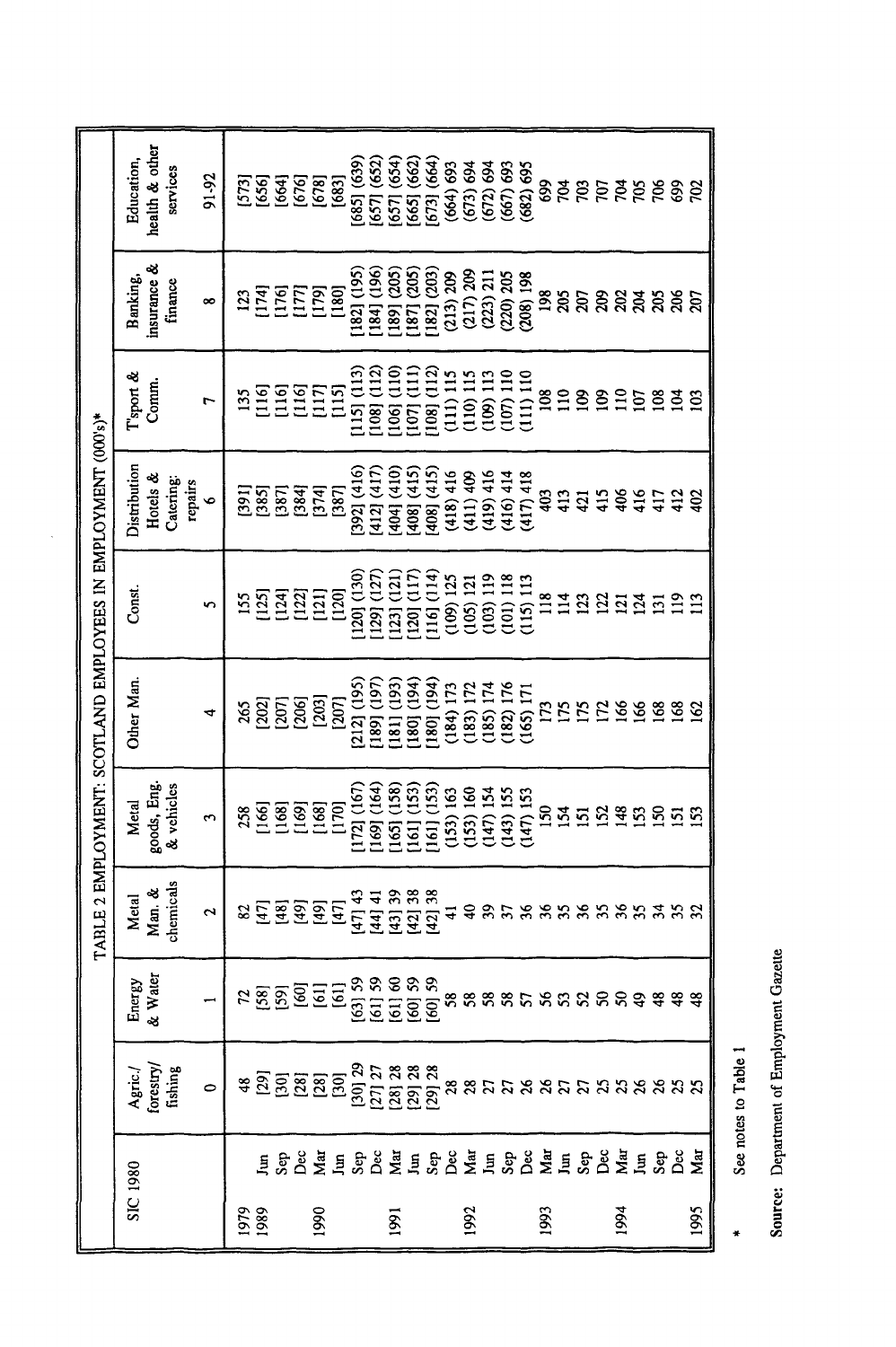# TABLE 2 EMPLOYMENT: SCOTLAND EMPLOYEES IN EMPLOYMENT (000's)*

| SIC 1980 | | Agric./ forestry/ fishing | Energy & Water | Metal Man. & chemicals | Metal goods, Eng. & vehicles | Other Man. | Const. | Distribution Hotels & Catering: repairs | T'sport & Comm. | Banking, insurance & finance | Education, health & other services |
|---|---|---|---|---|---|---|---|---|---|---|---|
| | | 0 | 1 | 2 | 3 | 4 | 5 | 6 | 7 | 8 | 91-92 |
| 1979 | | 48 | 72 | 82 | 258 | 265 | 155 | [391] | 135 | 123 | [573] |
| 1989 | Jun | [29] | [58] | [47] | [166] | [202] | [125] | [385] | [116] | [174] | [656] |
| | Sep | [30] | [59] | [48] | [168] | [207] | [124] | [387] | [116] | [176] | [664] |
| | Dec | [28] | [60] | [49] | [169] | [206] | [122] | [384] | [116] | [177] | [676] |
| 1990 | Mar | [28] | [61] | [49] | [168] | [203] | [121] | [374] | [117] | [179] | [678] |
| | Jun | [30] | [61] | [47] | [170] | [207] | [120] | [387] | [115] | [180] | [683] |
| | Sep | [30] 29 | [63] 59 | [47] 43 | [172] (167) | [212] (195) | [120] (130) | [392] (416) | [115] (113) | [182] (195) | [685] (639) |
| | Dec | [27] 27 | [61] 59 | [44] 41 | [169] (164) | [189] (197) | [129] (127) | [412] (417) | [108] (112) | [184] (196) | [657] (652) |
| 1991 | Mar | [28] 28 | [61] 60 | [43] 39 | [165] (158) | [181] (193) | [123] (121) | [404] (410) | [106] (110) | [189] (205) | [657] (654) |
| | Jun | [29] 28 | [60] 59 | [42] 38 | [161] (153) | [180] (194) | [120] (117) | [408] (415) | [107] (111) | [187] (205) | [665] (662) |
| | Sep | [29] 28 | [60] 59 | [42] 38 | [161] (153) | [180] (194) | [116] (114) | [408] (415) | [108] (112) | [182] (203) | [673] (664) |
| | Dec | 28 | 58 | 41 | (153) 163 | (184) 173 | (109) 125 | (418) 416 | (111) 115 | (213) 209 | (664) 693 |
| 1992 | Mar | 28 | 58 | 40 | (153) 160 | (183) 172 | (105) 121 | (411) 409 | (110) 115 | (217) 209 | (673) 694 |
| | Jun | 27 | 58 | 39 | (147) 154 | (185) 174 | (103) 119 | (419) 416 | (109) 113 | (223) 211 | (672) 694 |
| | Sep | 27 | 58 | 37 | (143) 155 | (182) 176 | (101) 118 | (416) 414 | (107) 110 | (220) 205 | (667) 693 |
| | Dec | 26 | 57 | 36 | (147) 153 | (165) 171 | (115) 113 | (417) 418 | (111) 110 | (208) 198 | (682) 695 |
| 1993 | Mar | 26 | 56 | 36 | 150 | 173 | 118 | 403 | 108 | 198 | 699 |
| | Jun | 27 | 53 | 35 | 154 | 175 | 114 | 413 | 110 | 205 | 704 |
| | Sep | 27 | 52 | 36 | 151 | 175 | 123 | 421 | 109 | 207 | 703 |
| | Dec | 25 | 50 | 35 | 152 | 172 | 122 | 415 | 109 | 209 | 707 |
| 1994 | Mar | 25 | 50 | 36 | 148 | 166 | 121 | 406 | 110 | 202 | 704 |
| | Jun | 26 | 49 | 35 | 153 | 166 | 124 | 416 | 107 | 204 | 705 |
| | Sep | 26 | 48 | 34 | 150 | 168 | 131 | 417 | 108 | 205 | 706 |
| | Dec | 25 | 48 | 35 | 151 | 168 | 119 | 412 | 104 | 206 | 699 |
| 1995 | Mar | 25 | 48 | 32 | 153 | 162 | 113 | 402 | 103 | 207 | 702 |

\* See notes to Table 1

**Source:** Department of Employment Gazette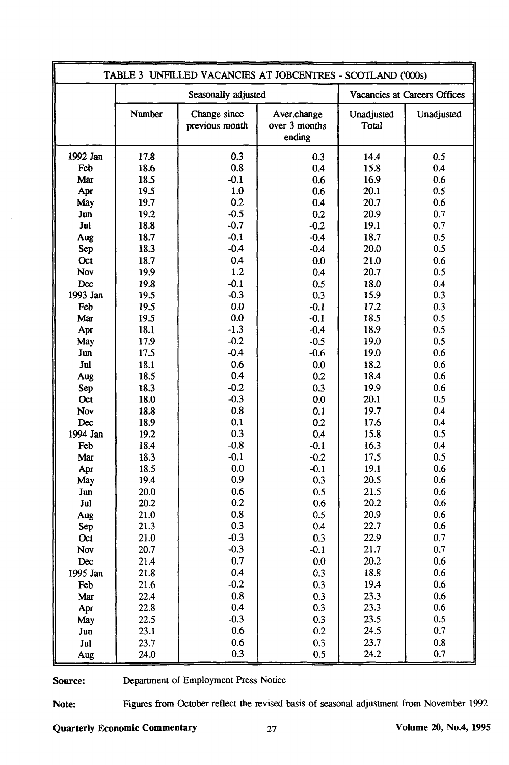| TABLE 3 UNFILLED VACANCIES AT JOBCENTRES - SCOTLAND ('000s) | | | | | |
|---|---|---|---|---|---|
| | Seasonally adjusted | | | Vacancies at Careers Offices | |
| | Number | Change since previous month | Aver.change over 3 months ending | Unadjusted Total | Unadjusted |
| 1992 Jan | 17.8 | 0.3 | 0.3 | 14.4 | 0.5 |
| Feb | 18.6 | 0.8 | 0.4 | 15.8 | 0.4 |
| Mar | 18.5 | -0.1 | 0.6 | 16.9 | 0.6 |
| Apr | 19.5 | 1.0 | 0.6 | 20.1 | 0.5 |
| May | 19.7 | 0.2 | 0.4 | 20.7 | 0.6 |
| Jun | 19.2 | -0.5 | 0.2 | 20.9 | 0.7 |
| Jul | 18.8 | -0.7 | -0.2 | 19.1 | 0.7 |
| Aug | 18.7 | -0.1 | -0.4 | 18.7 | 0.5 |
| Sep | 18.3 | -0.4 | -0.4 | 20.0 | 0.5 |
| Oct | 18.7 | 0.4 | 0.0 | 21.0 | 0.6 |
| Nov | 19.9 | 1.2 | 0.4 | 20.7 | 0.5 |
| Dec | 19.8 | -0.1 | 0.5 | 18.0 | 0.4 |
| 1993 Jan | 19.5 | -0.3 | 0.3 | 15.9 | 0.3 |
| Feb | 19.5 | 0.0 | -0.1 | 17.2 | 0.3 |
| Mar | 19.5 | 0.0 | -0.1 | 18.5 | 0.5 |
| Apr | 18.1 | -1.3 | -0.4 | 18.9 | 0.5 |
| May | 17.9 | -0.2 | -0.5 | 19.0 | 0.5 |
| Jun | 17.5 | -0.4 | -0.6 | 19.0 | 0.6 |
| Jul | 18.1 | 0.6 | 0.0 | 18.2 | 0.6 |
| Aug | 18.5 | 0.4 | 0.2 | 18.4 | 0.6 |
| Sep | 18.3 | -0.2 | 0.3 | 19.9 | 0.6 |
| Oct | 18.0 | -0.3 | 0.0 | 20.1 | 0.5 |
| Nov | 18.8 | 0.8 | 0.1 | 19.7 | 0.4 |
| Dec | 18.9 | 0.1 | 0.2 | 17.6 | 0.4 |
| 1994 Jan | 19.2 | 0.3 | 0.4 | 15.8 | 0.5 |
| Feb | 18.4 | -0.8 | -0.1 | 16.3 | 0.4 |
| Mar | 18.3 | -0.1 | -0.2 | 17.5 | 0.5 |
| Apr | 18.5 | 0.0 | -0.1 | 19.1 | 0.6 |
| May | 19.4 | 0.9 | 0.3 | 20.5 | 0.6 |
| Jun | 20.0 | 0.6 | 0.5 | 21.5 | 0.6 |
| Jul | 20.2 | 0.2 | 0.6 | 20.2 | 0.6 |
| Aug | 21.0 | 0.8 | 0.5 | 20.9 | 0.6 |
| Sep | 21.3 | 0.3 | 0.4 | 22.7 | 0.6 |
| Oct | 21.0 | -0.3 | 0.3 | 22.9 | 0.7 |
| Nov | 20.7 | -0.3 | -0.1 | 21.7 | 0.7 |
| Dec | 21.4 | 0.7 | 0.0 | 20.2 | 0.6 |
| 1995 Jan | 21.8 | 0.4 | 0.3 | 18.8 | 0.6 |
| Feb | 21.6 | -0.2 | 0.3 | 19.4 | 0.6 |
| Mar | 22.4 | 0.8 | 0.3 | 23.3 | 0.6 |
| Apr | 22.8 | 0.4 | 0.3 | 23.3 | 0.6 |
| May | 22.5 | -0.3 | 0.3 | 23.5 | 0.5 |
| Jun | 23.1 | 0.6 | 0.2 | 24.5 | 0.7 |
| Jul | 23.7 | 0.6 | 0.3 | 23.7 | 0.8 |
| Aug | 24.0 | 0.3 | 0.5 | 24.2 | 0.7 |

**Source:** Department of Employment Press Notice

**Note:** Figures from October reflect the revised basis of seasonal adjustment from November 1992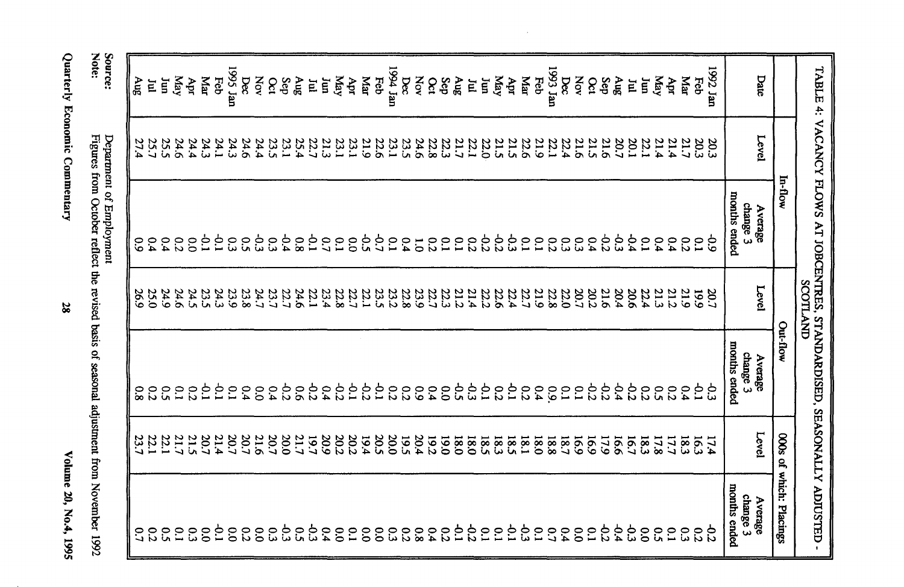# TABLE 4: VACANCY FLOWS AT JOBCENTRES, STANDARDISED, SEASONALLY ADJUSTED - SCOTLAND

000s

| Date | In-flow | | Out-flow | | of which: Placings | |
|---|---|---|---|---|---|---|
| | Level | Average change 3 months ended | Level | Average change 3 months ended | Level | Average change 3 months ended |
| 1992 Jan | 20.3 | -0.9 | 20.7 | -0.3 | 17.4 | -0.2 |
| Feb | 20.3 | 0.1 | 19.9 | -0.1 | 16.3 | 0.2 |
| Mar | 21.7 | 0.2 | 21.9 | 0.4 | 18.3 | 0.3 |
| Apr | 21.4 | 0.4 | 21.2 | 0.2 | 17.7 | 0.1 |
| May | 21.4 | 0.4 | 21.3 | 0.5 | 17.8 | 0.5 |
| Jun | 22.1 | 0.1 | 22.4 | 0.2 | 18.3 | 0.0 |
| Jul | 20.1 | -0.4 | 20.6 | -0.2 | 16.7 | -0.3 |
| Aug | 20.7 | -0.3 | 20.4 | -0.4 | 16.6 | -0.4 |
| Sep | 21.6 | -0.2 | 21.6 | -0.2 | 17.9 | -0.2 |
| Oct | 21.5 | 0.4 | 20.2 | -0.2 | 16.9 | 0.1 |
| Nov | 21.6 | 0.3 | 20.7 | 0.1 | 16.9 | 0.0 |
| Dec | 22.4 | 0.3 | 22.0 | 0.1 | 18.7 | 0.4 |
| 1993 Jan | 22.1 | 0.2 | 22.8 | 0.9 | 18.8 | 0.7 |
| Feb | 21.9 | 0.1 | 21.9 | 0.4 | 18.0 | 0.1 |
| Mar | 22.6 | 0.1 | 22.7 | 0.2 | 18.1 | -0.3 |
| Apr | 21.5 | -0.3 | 22.4 | -0.1 | 18.5 | -0.1 |
| May | 21.5 | -0.2 | 22.6 | 0.2 | 18.3 | 0.1 |
| Jun | 22.0 | -0.2 | 22.2 | -0.1 | 18.5 | 0.1 |
| Jul | 22.1 | 0.2 | 21.4 | -0.3 | 18.0 | -0.2 |
| Aug | 21.7 | 0.1 | 21.2 | -0.5 | 18.0 | -0.1 |
| Sep | 22.3 | 0.1 | 22.3 | 0.0 | 19.0 | 0.2 |
| Oct | 22.8 | 0.2 | 22.7 | 0.4 | 19.2 | 0.4 |
| Nov | 24.6 | 1.0 | 23.9 | 0.9 | 20.4 | 0.8 |
| Dec | 23.5 | 0.4 | 22.8 | 0.2 | 19.5 | 0.2 |
| 1994 Jan | 23.1 | 0.1 | 23.2 | 0.2 | 20.0 | 0.3 |
| Feb | 22.6 | -0.7 | 23.5 | -0.1 | 20.5 | 0.0 |
| Mar | 21.9 | -0.5 | 22.1 | -0.2 | 19.4 | 0.0 |
| Apr | 23.1 | 0.0 | 22.7 | -0.1 | 20.2 | 0.1 |
| May | 23.1 | 0.1 | 22.8 | -0.2 | 20.2 | 0.0 |
| Jun | 21.3 | 0.7 | 23.4 | 0.4 | 20.9 | 0.4 |
| Jul | 22.7 | -0.1 | 22.1 | -0.2 | 19.7 | -0.3 |
| Aug | 25.4 | 0.8 | 24.6 | 0.6 | 21.7 | 0.5 |
| Sep | 23.1 | -0.4 | 22.7 | -0.2 | 20.0 | -0.3 |
| Oct | 23.5 | 0.3 | 23.7 | 0.4 | 20.7 | 0.3 |
| Nov | 24.4 | -0.3 | 24.7 | 0.0 | 21.6 | 0.0 |
| Dec | 24.6 | 0.5 | 23.8 | 0.4 | 20.7 | 0.2 |
| 1995 Jan | 24.3 | 0.3 | 23.9 | 0.1 | 20.7 | 0.0 |
| Feb | 24.1 | -0.1 | 24.3 | -0.1 | 21.4 | -0.1 |
| Mar | 24.3 | -0.1 | 23.5 | -0.1 | 20.7 | 0.0 |
| Apr | 24.4 | 0.0 | 24.5 | 0.2 | 21.5 | 0.3 |
| May | 24.6 | 0.2 | 24.6 | 0.1 | 21.7 | 0.1 |
| Jun | 25.5 | 0.4 | 24.9 | 0.5 | 22.1 | 0.5 |
| Jul | 25.7 | 0.4 | 25.0 | 0.2 | 22.1 | 0.2 |
| Aug | 27.4 | 0.9 | 26.9 | 0.8 | 23.7 | 0.7 |

Source: Department of Employment
Note: Figures from October reflect the revised basis of seasonal adjustment from November 1992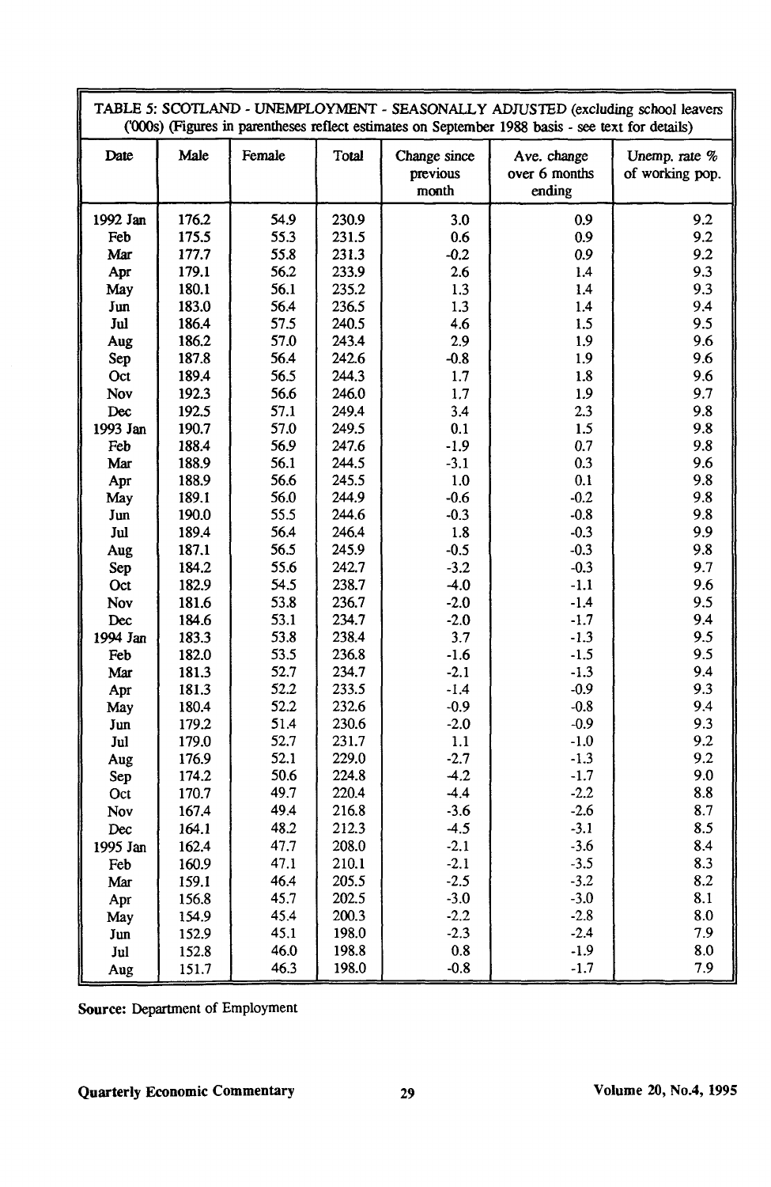TABLE 5: SCOTLAND - UNEMPLOYMENT - SEASONALLY ADJUSTED (excluding school leavers ('000s) (Figures in parentheses reflect estimates on September 1988 basis - see text for details)

| Date | Male | Female | Total | Change since previous month | Ave. change over 6 months ending | Unemp. rate % of working pop. |
|---|---|---|---|---|---|---|
| 1992 Jan | 176.2 | 54.9 | 230.9 | 3.0 | 0.9 | 9.2 |
| Feb | 175.5 | 55.3 | 231.5 | 0.6 | 0.9 | 9.2 |
| Mar | 177.7 | 55.8 | 231.3 | -0.2 | 0.9 | 9.2 |
| Apr | 179.1 | 56.2 | 233.9 | 2.6 | 1.4 | 9.3 |
| May | 180.1 | 56.1 | 235.2 | 1.3 | 1.4 | 9.3 |
| Jun | 183.0 | 56.4 | 236.5 | 1.3 | 1.4 | 9.4 |
| Jul | 186.4 | 57.5 | 240.5 | 4.6 | 1.5 | 9.5 |
| Aug | 186.2 | 57.0 | 243.4 | 2.9 | 1.9 | 9.6 |
| Sep | 187.8 | 56.4 | 242.6 | -0.8 | 1.9 | 9.6 |
| Oct | 189.4 | 56.5 | 244.3 | 1.7 | 1.8 | 9.6 |
| Nov | 192.3 | 56.6 | 246.0 | 1.7 | 1.9 | 9.7 |
| Dec | 192.5 | 57.1 | 249.4 | 3.4 | 2.3 | 9.8 |
| 1993 Jan | 190.7 | 57.0 | 249.5 | 0.1 | 1.5 | 9.8 |
| Feb | 188.4 | 56.9 | 247.6 | -1.9 | 0.7 | 9.8 |
| Mar | 188.9 | 56.1 | 244.5 | -3.1 | 0.3 | 9.6 |
| Apr | 188.9 | 56.6 | 245.5 | 1.0 | 0.1 | 9.8 |
| May | 189.1 | 56.0 | 244.9 | -0.6 | -0.2 | 9.8 |
| Jun | 190.0 | 55.5 | 244.6 | -0.3 | -0.8 | 9.8 |
| Jul | 189.4 | 56.4 | 246.4 | 1.8 | -0.3 | 9.9 |
| Aug | 187.1 | 56.5 | 245.9 | -0.5 | -0.3 | 9.8 |
| Sep | 184.2 | 55.6 | 242.7 | -3.2 | -0.3 | 9.7 |
| Oct | 182.9 | 54.5 | 238.7 | -4.0 | -1.1 | 9.6 |
| Nov | 181.6 | 53.8 | 236.7 | -2.0 | -1.4 | 9.5 |
| Dec | 184.6 | 53.1 | 234.7 | -2.0 | -1.7 | 9.4 |
| 1994 Jan | 183.3 | 53.8 | 238.4 | 3.7 | -1.3 | 9.5 |
| Feb | 182.0 | 53.5 | 236.8 | -1.6 | -1.5 | 9.5 |
| Mar | 181.3 | 52.7 | 234.7 | -2.1 | -1.3 | 9.4 |
| Apr | 181.3 | 52.2 | 233.5 | -1.4 | -0.9 | 9.3 |
| May | 180.4 | 52.2 | 232.6 | -0.9 | -0.8 | 9.4 |
| Jun | 179.2 | 51.4 | 230.6 | -2.0 | -0.9 | 9.3 |
| Jul | 179.0 | 52.7 | 231.7 | 1.1 | -1.0 | 9.2 |
| Aug | 176.9 | 52.1 | 229.0 | -2.7 | -1.3 | 9.2 |
| Sep | 174.2 | 50.6 | 224.8 | -4.2 | -1.7 | 9.0 |
| Oct | 170.7 | 49.7 | 220.4 | -4.4 | -2.2 | 8.8 |
| Nov | 167.4 | 49.4 | 216.8 | -3.6 | -2.6 | 8.7 |
| Dec | 164.1 | 48.2 | 212.3 | -4.5 | -3.1 | 8.5 |
| 1995 Jan | 162.4 | 47.7 | 208.0 | -2.1 | -3.6 | 8.4 |
| Feb | 160.9 | 47.1 | 210.1 | -2.1 | -3.5 | 8.3 |
| Mar | 159.1 | 46.4 | 205.5 | -2.5 | -3.2 | 8.2 |
| Apr | 156.8 | 45.7 | 202.5 | -3.0 | -3.0 | 8.1 |
| May | 154.9 | 45.4 | 200.3 | -2.2 | -2.8 | 8.0 |
| Jun | 152.9 | 45.1 | 198.0 | -2.3 | -2.4 | 7.9 |
| Jul | 152.8 | 46.0 | 198.8 | 0.8 | -1.9 | 8.0 |
| Aug | 151.7 | 46.3 | 198.0 | -0.8 | -1.7 | 7.9 |

**Source:** Department of Employment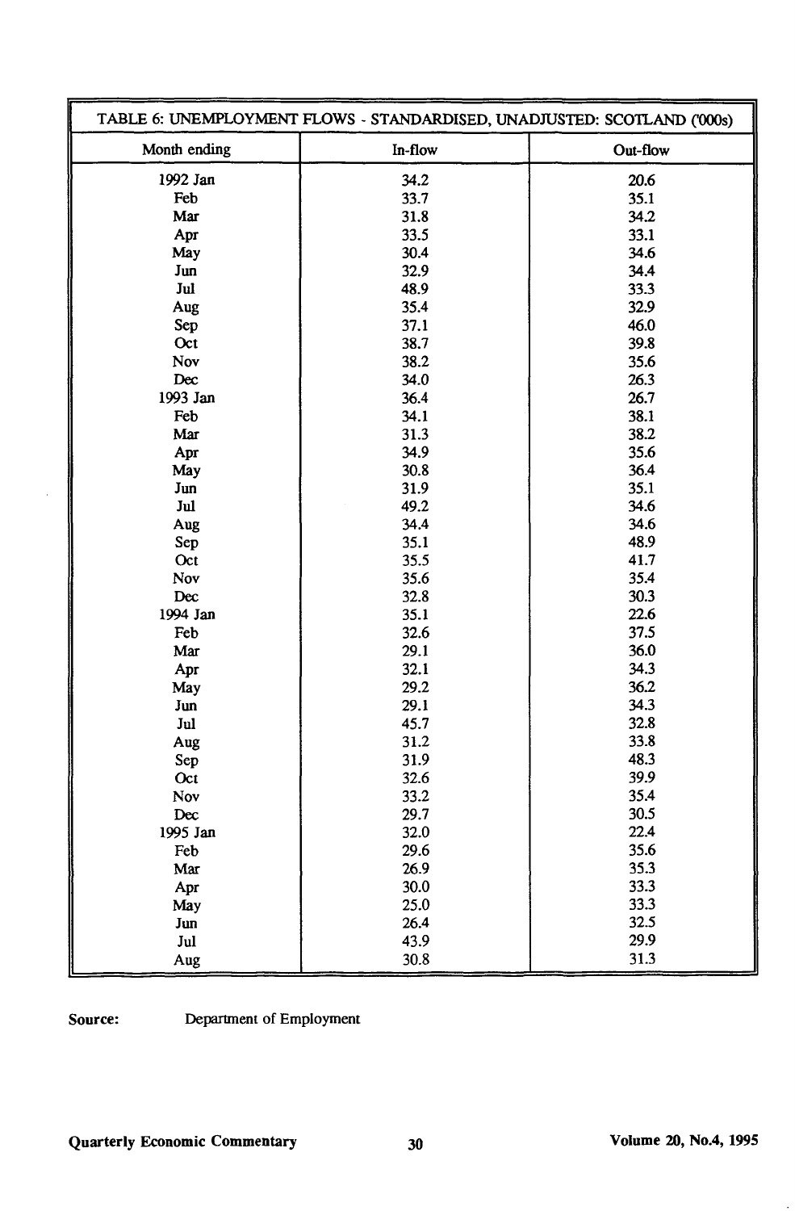| TABLE 6: UNEMPLOYMENT FLOWS - STANDARDISED, UNADJUSTED: SCOTLAND ('000s) | | |
|---|---|---|
| Month ending | In-flow | Out-flow |
| 1992 Jan | 34.2 | 20.6 |
| Feb | 33.7 | 35.1 |
| Mar | 31.8 | 34.2 |
| Apr | 33.5 | 33.1 |
| May | 30.4 | 34.6 |
| Jun | 32.9 | 34.4 |
| Jul | 48.9 | 33.3 |
| Aug | 35.4 | 32.9 |
| Sep | 37.1 | 46.0 |
| Oct | 38.7 | 39.8 |
| Nov | 38.2 | 35.6 |
| Dec | 34.0 | 26.3 |
| 1993 Jan | 36.4 | 26.7 |
| Feb | 34.1 | 38.1 |
| Mar | 31.3 | 38.2 |
| Apr | 34.9 | 35.6 |
| May | 30.8 | 36.4 |
| Jun | 31.9 | 35.1 |
| Jul | 49.2 | 34.6 |
| Aug | 34.4 | 34.6 |
| Sep | 35.1 | 48.9 |
| Oct | 35.5 | 41.7 |
| Nov | 35.6 | 35.4 |
| Dec | 32.8 | 30.3 |
| 1994 Jan | 35.1 | 22.6 |
| Feb | 32.6 | 37.5 |
| Mar | 29.1 | 36.0 |
| Apr | 32.1 | 34.3 |
| May | 29.2 | 36.2 |
| Jun | 29.1 | 34.3 |
| Jul | 45.7 | 32.8 |
| Aug | 31.2 | 33.8 |
| Sep | 31.9 | 48.3 |
| Oct | 32.6 | 39.9 |
| Nov | 33.2 | 35.4 |
| Dec | 29.7 | 30.5 |
| 1995 Jan | 32.0 | 22.4 |
| Feb | 29.6 | 35.6 |
| Mar | 26.9 | 35.3 |
| Apr | 30.0 | 33.3 |
| May | 25.0 | 33.3 |
| Jun | 26.4 | 32.5 |
| Jul | 43.9 | 29.9 |
| Aug | 30.8 | 31.3 |

Source: Department of Employment